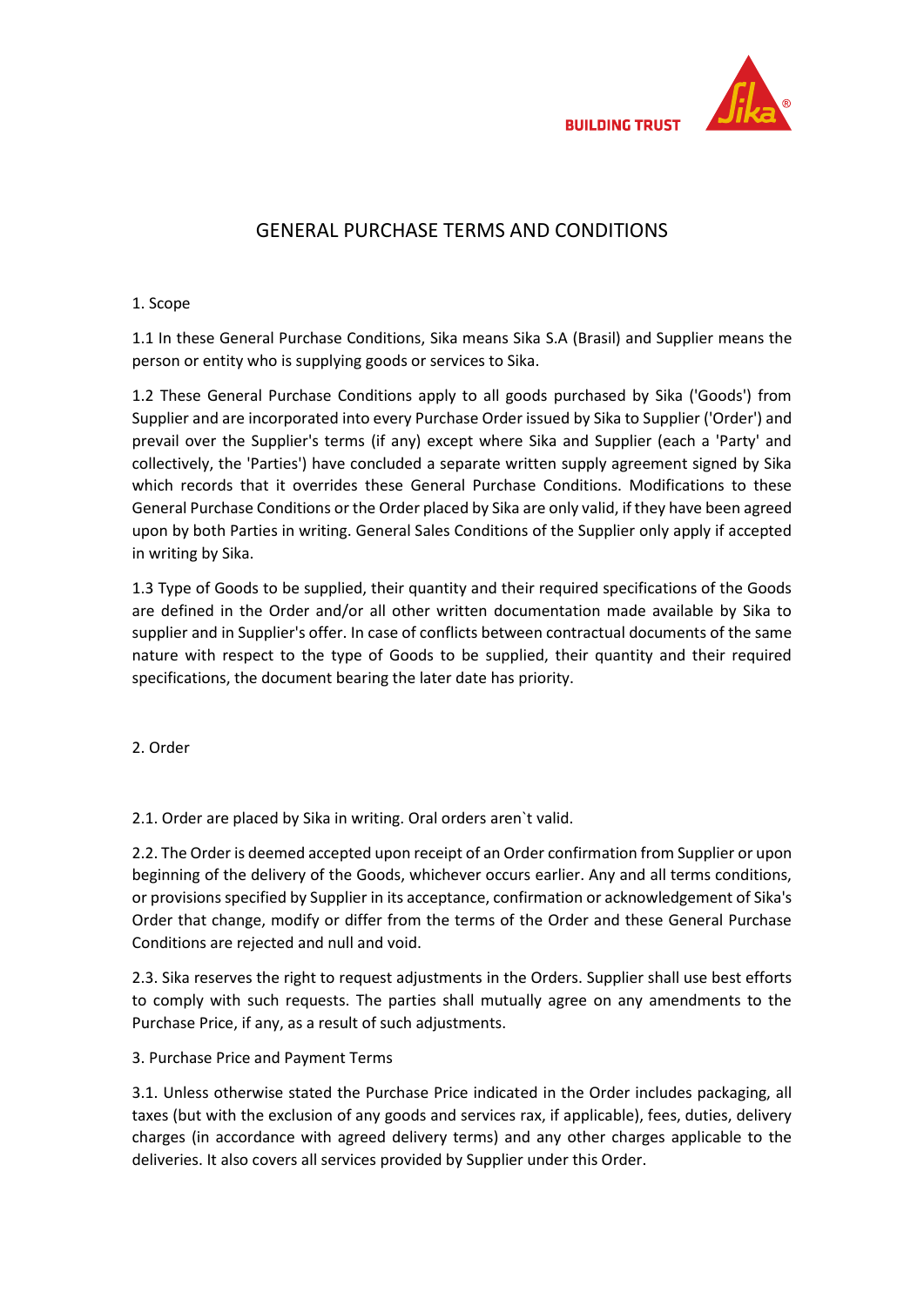# GENERAL PURCHASE TERMS AND CONDITIONS

## 1. Scope

1.1 In these General Purchase Conditions, Sika means Sika S.A (Brasil) and Supplier means the person or entity who is supplying goods or services to Sika.

1.2 These General Purchase Conditions apply to all goods purchased by Sika ('Goods') from Supplier and are incorporated into every Purchase Order issued by Sika to Supplier ('Order') and prevail over the Supplier's terms (if any) except where Sika and Supplier (each a 'Party' and collectively, the 'Parties') have concluded a separate written supply agreement signed by Sika which records that it overrides these General Purchase Conditions. Modifications to these General Purchase Conditions or the Order placed by Sika are only valid, if they have been agreed upon by both Parties in writing. General Sales Conditions of the Supplier only apply if accepted in writing by Sika.

1.3 Type of Goods to be supplied, their quantity and their required specifications of the Goods are defined in the Order and/or all other written documentation made available by Sika to supplier and in Supplier's offer. In case of conflicts between contractual documents of the same nature with respect to the type of Goods to be supplied, their quantity and their required specifications, the document bearing the later date has priority.

## 2. Order

2.1. Order are placed by Sika in writing. Oral orders aren`t valid.

2.2. The Order is deemed accepted upon receipt of an Order confirmation from Supplier or upon beginning of the delivery of the Goods, whichever occurs earlier. Any and all terms conditions, or provisions specified by Supplier in its acceptance, confirmation or acknowledgement of Sika's Order that change, modify or differ from the terms of the Order and these General Purchase Conditions are rejected and null and void.

2.3. Sika reserves the right to request adjustments in the Orders. Supplier shall use best efforts to comply with such requests. The parties shall mutually agree on any amendments to the Purchase Price, if any, as a result of such adjustments.

## 3. Purchase Price and Payment Terms

3.1. Unless otherwise stated the Purchase Price indicated in the Order includes packaging, all taxes (but with the exclusion of any goods and services rax, if applicable), fees, duties, delivery charges (in accordance with agreed delivery terms) and any other charges applicable to the deliveries. It also covers all services provided by Supplier under this Order.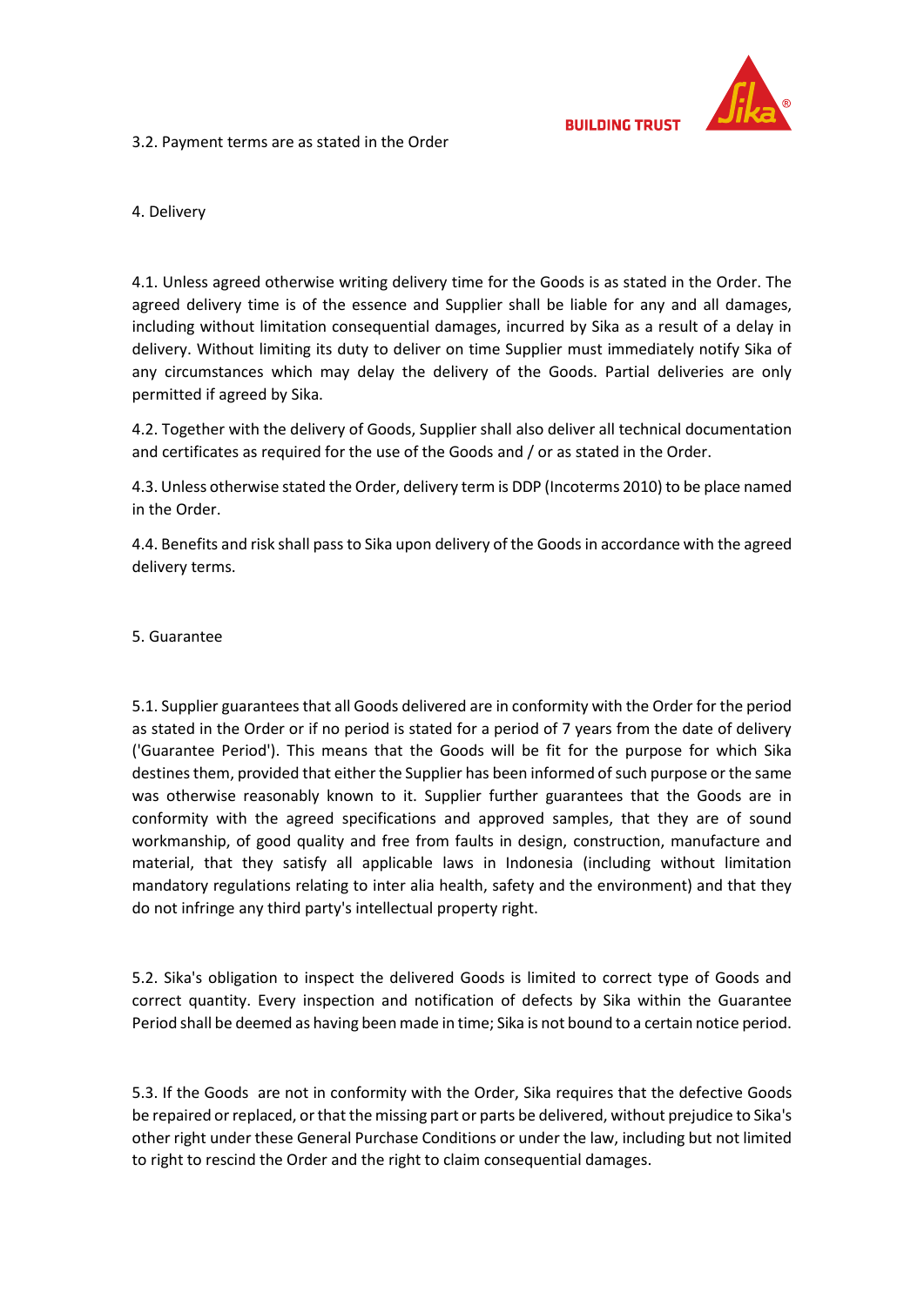3.2. Payment terms are as stated in the Order

## 4. Delivery

4.1. Unless agreed otherwise writing delivery time for the Goods is as stated in the Order. The agreed delivery time is of the essence and Supplier shall be liable for any and all damages, including without limitation consequential damages, incurred by Sika as a result of a delay in delivery. Without limiting its duty to deliver on time Supplier must immediately notify Sika of any circumstances which may delay the delivery of the Goods. Partial deliveries are only permitted if agreed by Sika.

4.2. Together with the delivery of Goods, Supplier shall also deliver all technical documentation and certificates as required for the use of the Goods and / or as stated in the Order.

4.3. Unless otherwise stated the Order, delivery term is DDP (Incoterms 2010) to be place named in the Order.

4.4. Benefits and risk shall pass to Sika upon delivery of the Goods in accordance with the agreed delivery terms.

## 5. Guarantee

5.1. Supplier guarantees that all Goods delivered are in conformity with the Order for the period as stated in the Order or if no period is stated for a period of 7 years from the date of delivery ('Guarantee Period'). This means that the Goods will be fit for the purpose for which Sika destines them, provided that either the Supplier has been informed of such purpose or the same was otherwise reasonably known to it. Supplier further guarantees that the Goods are in conformity with the agreed specifications and approved samples, that they are of sound workmanship, of good quality and free from faults in design, construction, manufacture and material, that they satisfy all applicable laws in Indonesia (including without limitation mandatory regulations relating to inter alia health, safety and the environment) and that they do not infringe any third party's intellectual property right.

5.2. Sika's obligation to inspect the delivered Goods is limited to correct type of Goods and correct quantity. Every inspection and notification of defects by Sika within the Guarantee Period shall be deemed as having been made in time; Sika is not bound to a certain notice period.

5.3. If the Goods are not in conformity with the Order, Sika requires that the defective Goods be repaired or replaced, or that the missing part or parts be delivered, without prejudice to Sika's other right under these General Purchase Conditions or under the law, including but not limited to right to rescind the Order and the right to claim consequential damages.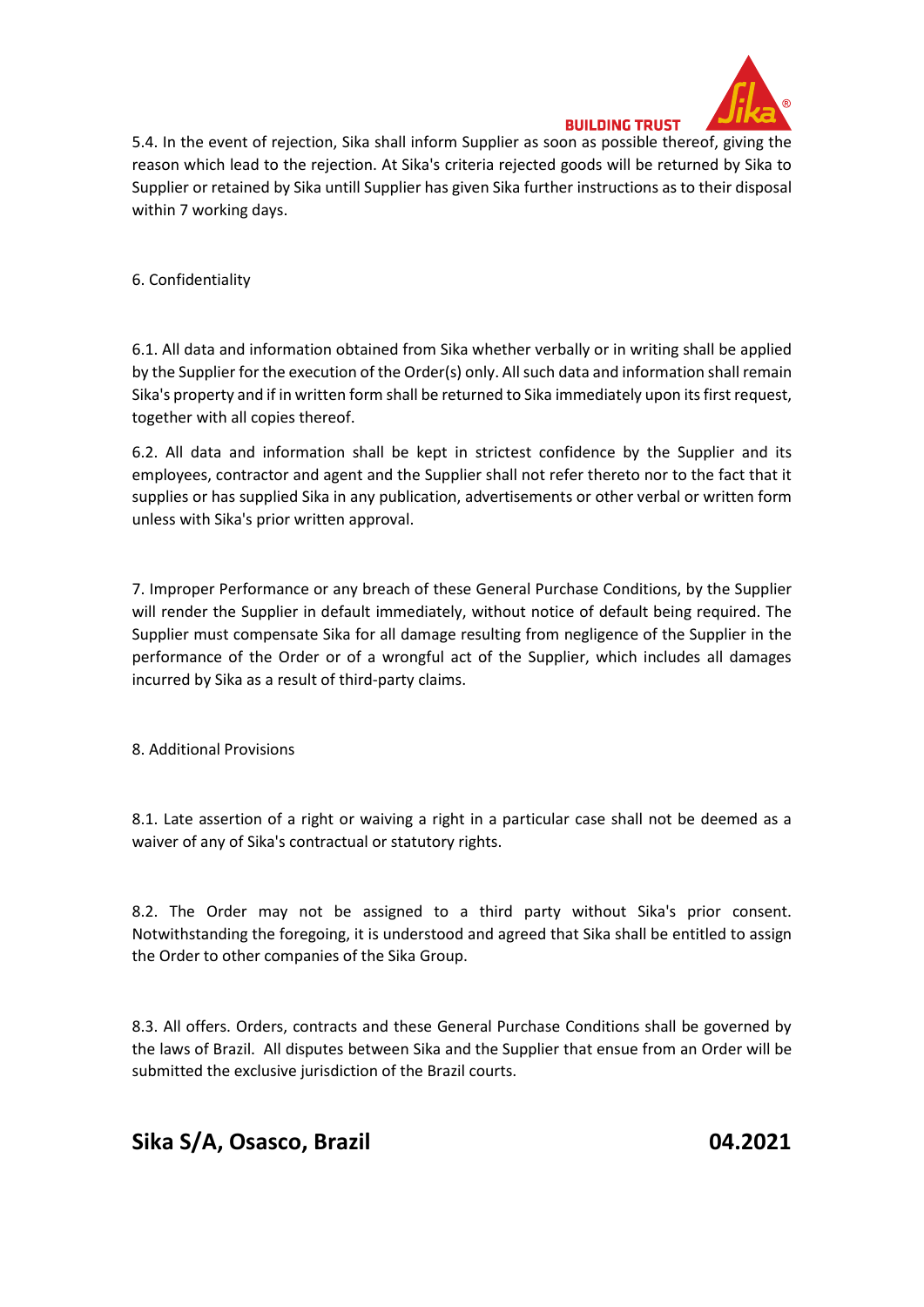5.4. In the event of rejection, Sika shall inform Supplier as soon as possible thereof, giving the reason which lead to the rejection. At Sika's criteria rejected goods will be returned by Sika to Supplier or retained by Sika untill Supplier has given Sika further instructions as to their disposal within 7 working days.

6. Confidentiality

6.1. All data and information obtained from Sika whether verbally or in writing shall be applied by the Supplier for the execution of the Order(s) only. All such data and information shall remain Sika's property and if in written form shall be returned to Sika immediately upon its first request, together with all copies thereof.

6.2. All data and information shall be kept in strictest confidence by the Supplier and its employees, contractor and agent and the Supplier shall not refer thereto nor to the fact that it supplies or has supplied Sika in any publication, advertisements or other verbal or written form unless with Sika's prior written approval.

7. Improper Performance or any breach of these General Purchase Conditions, by the Supplier will render the Supplier in default immediately, without notice of default being required. The Supplier must compensate Sika for all damage resulting from negligence of the Supplier in the performance of the Order or of a wrongful act of the Supplier, which includes all damages incurred by Sika as a result of third-party claims.

8. Additional Provisions

8.1. Late assertion of a right or waiving a right in a particular case shall not be deemed as a waiver of any of Sika's contractual or statutory rights.

8.2. The Order may not be assigned to a third party without Sika's prior consent. Notwithstanding the foregoing, it is understood and agreed that Sika shall be entitled to assign the Order to other companies of the Sika Group.

8.3. All offers. Orders, contracts and these General Purchase Conditions shall be governed by the laws of Brazil. All disputes between Sika and the Supplier that ensue from an Order will be submitted the exclusive jurisdiction of the Brazil courts.

**Sika S/A, Osasco, Brazil** **04.2021**